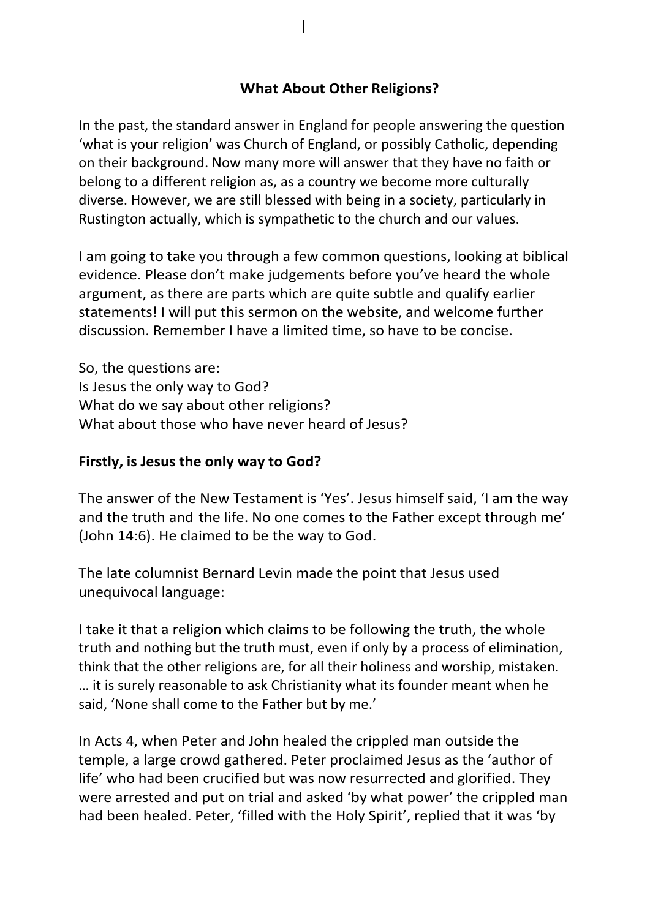## What About Other Religions?

In the past, the standard answer in England for people answering the question 'what is your religion' was Church of England, or possibly Catholic, depending on their background. Now many more will answer that they have no faith or belong to a different religion as, as a country we become more culturally diverse. However, we are still blessed with being in a society, particularly in Rustington actually, which is sympathetic to the church and our values.

I am going to take you through a few common questions, looking at biblical evidence. Please don't make judgements before you've heard the whole argument, as there are parts which are quite subtle and qualify earlier statements! I will put this sermon on the website, and welcome further discussion. Remember I have a limited time, so have to be concise.

So, the questions are:
Is Jesus the only way to God?
What do we say about other religions?
What about those who have never heard of Jesus?

**Firstly, is Jesus the only way to God?**

The answer of the New Testament is 'Yes'. Jesus himself said, 'I am the way and the truth and the life. No one comes to the Father except through me' (John 14:6). He claimed to be the way to God.

The late columnist Bernard Levin made the point that Jesus used unequivocal language:

I take it that a religion which claims to be following the truth, the whole truth and nothing but the truth must, even if only by a process of elimination, think that the other religions are, for all their holiness and worship, mistaken. … it is surely reasonable to ask Christianity what its founder meant when he said, 'None shall come to the Father but by me.'

In Acts 4, when Peter and John healed the crippled man outside the temple, a large crowd gathered. Peter proclaimed Jesus as the 'author of life' who had been crucified but was now resurrected and glorified. They were arrested and put on trial and asked 'by what power' the crippled man had been healed. Peter, 'filled with the Holy Spirit', replied that it was 'by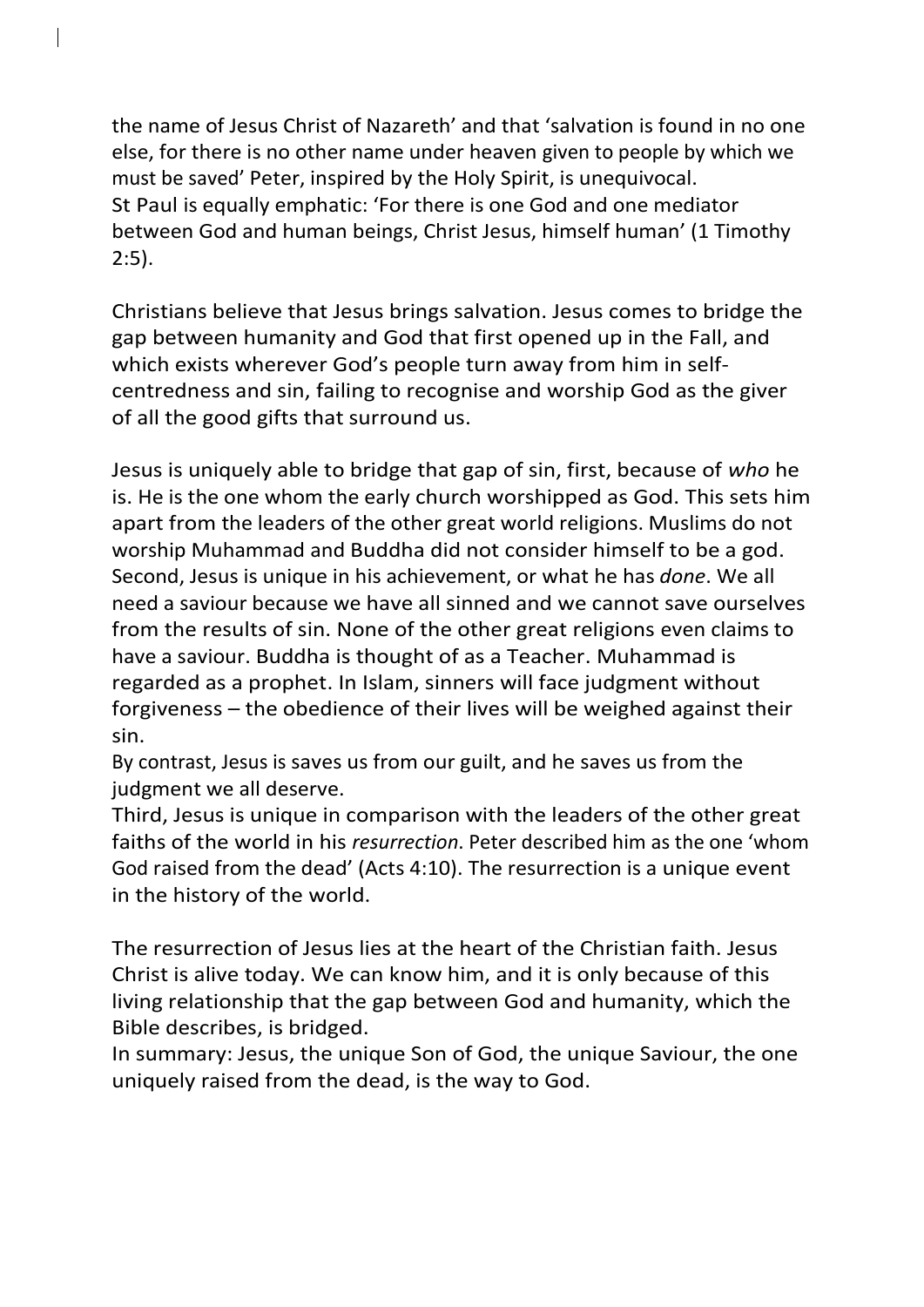the name of Jesus Christ of Nazareth' and that 'salvation is found in no one else, for there is no other name under heaven given to people by which we must be saved' Peter, inspired by the Holy Spirit, is unequivocal.
St Paul is equally emphatic: 'For there is one God and one mediator between God and human beings, Christ Jesus, himself human' (1 Timothy 2:5).

Christians believe that Jesus brings salvation. Jesus comes to bridge the gap between humanity and God that first opened up in the Fall, and which exists wherever God's people turn away from him in self-centredness and sin, failing to recognise and worship God as the giver of all the good gifts that surround us.

Jesus is uniquely able to bridge that gap of sin, first, because of *who* he is. He is the one whom the early church worshipped as God. This sets him apart from the leaders of the other great world religions. Muslims do not worship Muhammad and Buddha did not consider himself to be a god.
Second, Jesus is unique in his achievement, or what he has *done*. We all need a saviour because we have all sinned and we cannot save ourselves from the results of sin. None of the other great religions even claims to have a saviour. Buddha is thought of as a Teacher. Muhammad is regarded as a prophet. In Islam, sinners will face judgment without forgiveness – the obedience of their lives will be weighed against their sin.
By contrast, Jesus is saves us from our guilt, and he saves us from the judgment we all deserve.
Third, Jesus is unique in comparison with the leaders of the other great faiths of the world in his *resurrection*. Peter described him as the one 'whom God raised from the dead' (Acts 4:10). The resurrection is a unique event in the history of the world.

The resurrection of Jesus lies at the heart of the Christian faith. Jesus Christ is alive today. We can know him, and it is only because of this living relationship that the gap between God and humanity, which the Bible describes, is bridged.
In summary: Jesus, the unique Son of God, the unique Saviour, the one uniquely raised from the dead, is the way to God.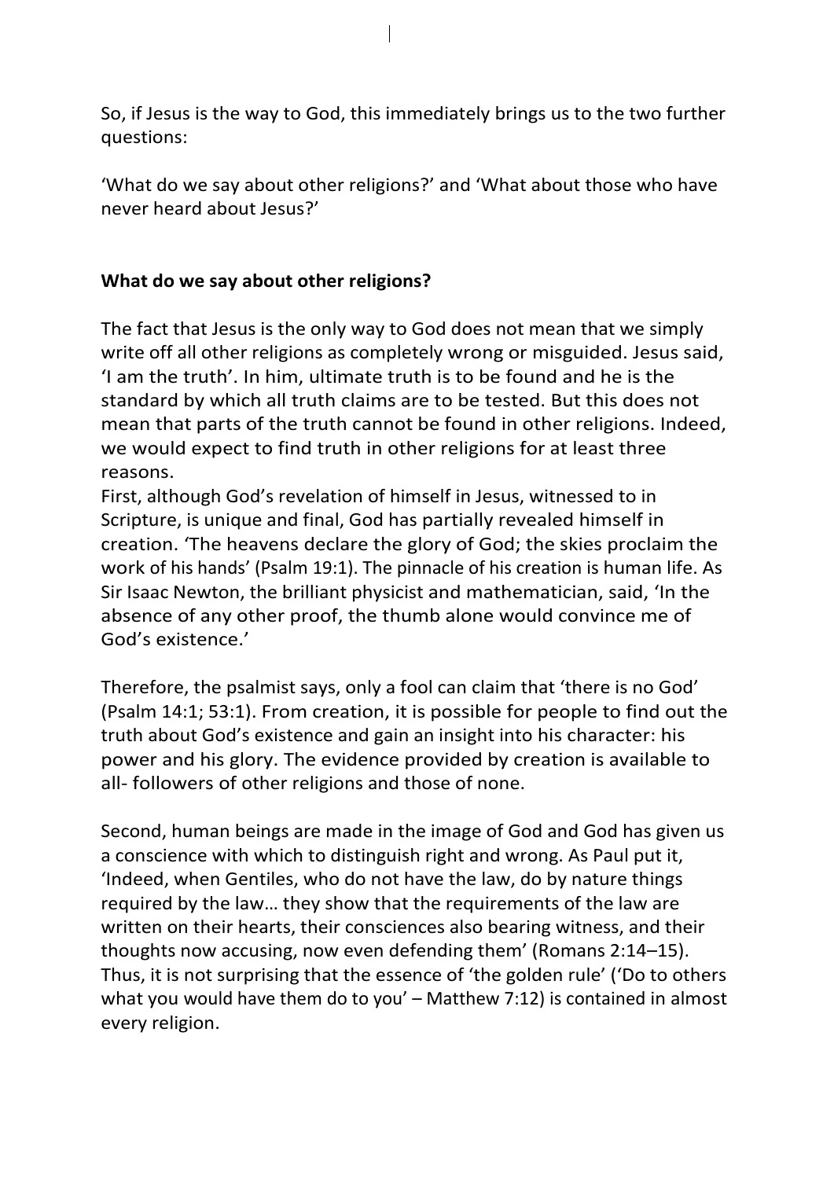So, if Jesus is the way to God, this immediately brings us to the two further questions:

'What do we say about other religions?' and 'What about those who have never heard about Jesus?'

**What do we say about other religions?**

The fact that Jesus is the only way to God does not mean that we simply write off all other religions as completely wrong or misguided. Jesus said, 'I am the truth'. In him, ultimate truth is to be found and he is the standard by which all truth claims are to be tested. But this does not mean that parts of the truth cannot be found in other religions. Indeed, we would expect to find truth in other religions for at least three reasons.

First, although God's revelation of himself in Jesus, witnessed to in Scripture, is unique and final, God has partially revealed himself in creation. 'The heavens declare the glory of God; the skies proclaim the work of his hands' (Psalm 19:1). The pinnacle of his creation is human life. As Sir Isaac Newton, the brilliant physicist and mathematician, said, 'In the absence of any other proof, the thumb alone would convince me of God's existence.'

Therefore, the psalmist says, only a fool can claim that 'there is no God' (Psalm 14:1; 53:1). From creation, it is possible for people to find out the truth about God's existence and gain an insight into his character: his power and his glory. The evidence provided by creation is available to all- followers of other religions and those of none.

Second, human beings are made in the image of God and God has given us a conscience with which to distinguish right and wrong. As Paul put it, 'Indeed, when Gentiles, who do not have the law, do by nature things required by the law… they show that the requirements of the law are written on their hearts, their consciences also bearing witness, and their thoughts now accusing, now even defending them' (Romans 2:14–15). Thus, it is not surprising that the essence of 'the golden rule' ('Do to others what you would have them do to you' – Matthew 7:12) is contained in almost every religion.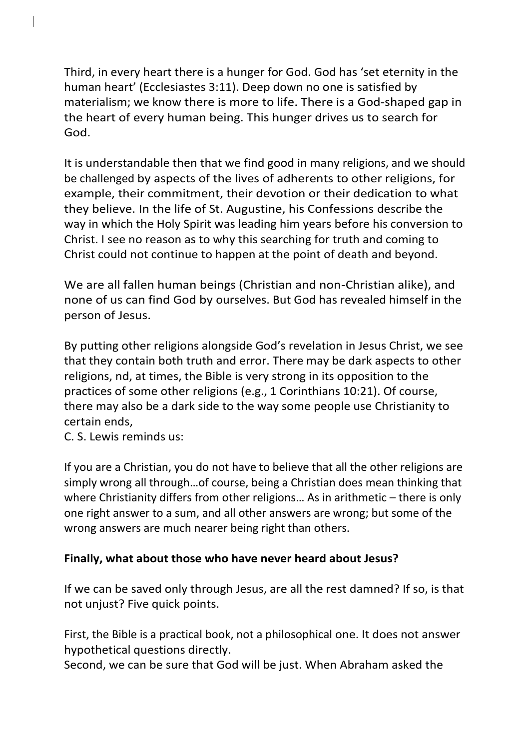Third, in every heart there is a hunger for God. God has 'set eternity in the human heart' (Ecclesiastes 3:11). Deep down no one is satisfied by materialism; we know there is more to life. There is a God-shaped gap in the heart of every human being. This hunger drives us to search for God.

It is understandable then that we find good in many religions, and we should be challenged by aspects of the lives of adherents to other religions, for example, their commitment, their devotion or their dedication to what they believe. In the life of St. Augustine, his Confessions describe the way in which the Holy Spirit was leading him years before his conversion to Christ. I see no reason as to why this searching for truth and coming to Christ could not continue to happen at the point of death and beyond.

We are all fallen human beings (Christian and non-Christian alike), and none of us can find God by ourselves. But God has revealed himself in the person of Jesus.

By putting other religions alongside God's revelation in Jesus Christ, we see that they contain both truth and error. There may be dark aspects to other religions, nd, at times, the Bible is very strong in its opposition to the practices of some other religions (e.g., 1 Corinthians 10:21). Of course, there may also be a dark side to the way some people use Christianity to certain ends,
C. S. Lewis reminds us:

If you are a Christian, you do not have to believe that all the other religions are simply wrong all through…of course, being a Christian does mean thinking that where Christianity differs from other religions… As in arithmetic – there is only one right answer to a sum, and all other answers are wrong; but some of the wrong answers are much nearer being right than others.

**Finally, what about those who have never heard about Jesus?**

If we can be saved only through Jesus, are all the rest damned? If so, is that not unjust? Five quick points.

First, the Bible is a practical book, not a philosophical one. It does not answer hypothetical questions directly.
Second, we can be sure that God will be just. When Abraham asked the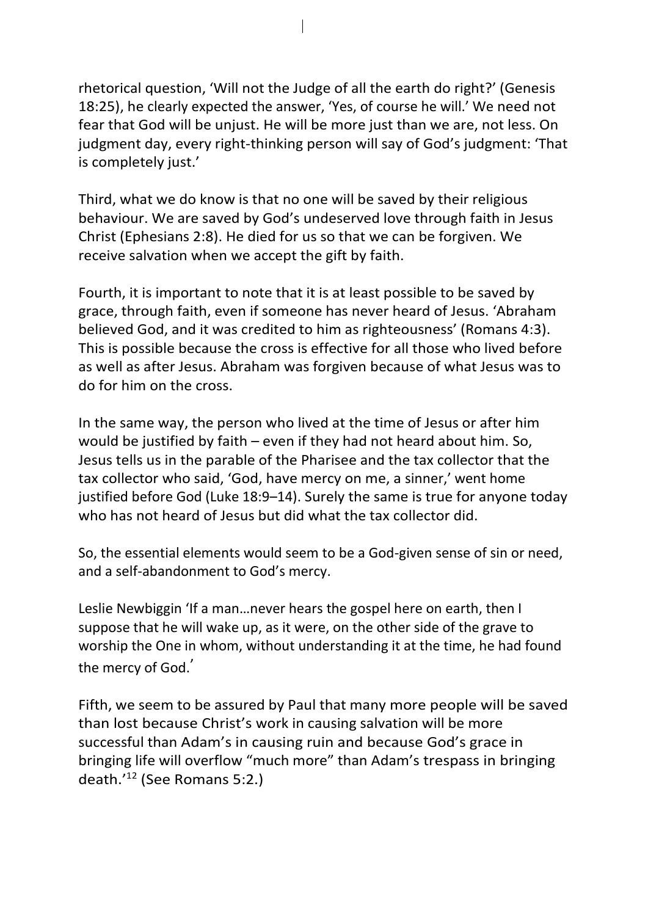rhetorical question, 'Will not the Judge of all the earth do right?' (Genesis 18:25), he clearly expected the answer, 'Yes, of course he will.' We need not fear that God will be unjust. He will be more just than we are, not less. On judgment day, every right-thinking person will say of God's judgment: 'That is completely just.'

Third, what we do know is that no one will be saved by their religious behaviour. We are saved by God's undeserved love through faith in Jesus Christ (Ephesians 2:8). He died for us so that we can be forgiven. We receive salvation when we accept the gift by faith.

Fourth, it is important to note that it is at least possible to be saved by grace, through faith, even if someone has never heard of Jesus. 'Abraham believed God, and it was credited to him as righteousness' (Romans 4:3). This is possible because the cross is effective for all those who lived before as well as after Jesus. Abraham was forgiven because of what Jesus was to do for him on the cross.

In the same way, the person who lived at the time of Jesus or after him would be justified by faith – even if they had not heard about him. So, Jesus tells us in the parable of the Pharisee and the tax collector that the tax collector who said, 'God, have mercy on me, a sinner,' went home justified before God (Luke 18:9–14). Surely the same is true for anyone today who has not heard of Jesus but did what the tax collector did.

So, the essential elements would seem to be a God-given sense of sin or need, and a self-abandonment to God's mercy.

Leslie Newbiggin 'If a man…never hears the gospel here on earth, then I suppose that he will wake up, as it were, on the other side of the grave to worship the One in whom, without understanding it at the time, he had found the mercy of God.'

Fifth, we seem to be assured by Paul that many more people will be saved than lost because Christ's work in causing salvation will be more successful than Adam's in causing ruin and because God's grace in bringing life will overflow "much more" than Adam's trespass in bringing death.'[12] (See Romans 5:2.)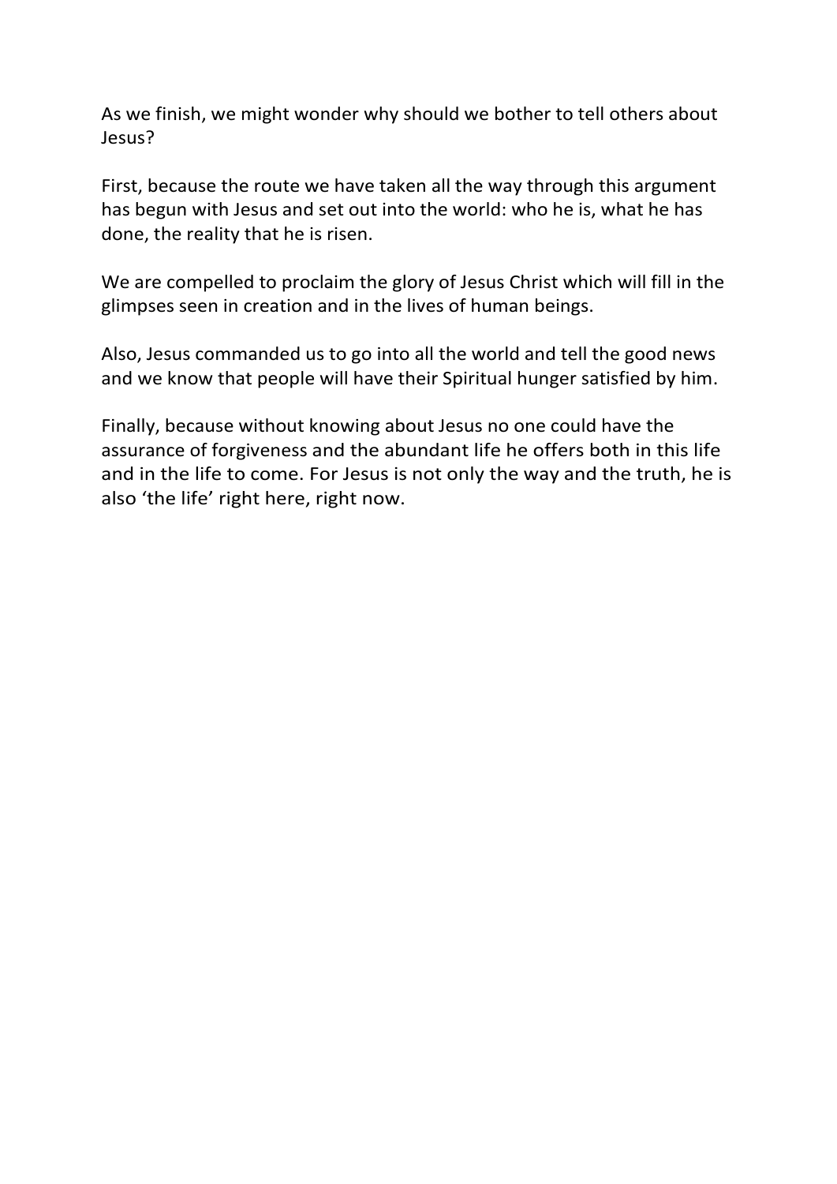As we finish, we might wonder why should we bother to tell others about Jesus?

First, because the route we have taken all the way through this argument has begun with Jesus and set out into the world: who he is, what he has done, the reality that he is risen.

We are compelled to proclaim the glory of Jesus Christ which will fill in the glimpses seen in creation and in the lives of human beings.

Also, Jesus commanded us to go into all the world and tell the good news and we know that people will have their Spiritual hunger satisfied by him.

Finally, because without knowing about Jesus no one could have the assurance of forgiveness and the abundant life he offers both in this life and in the life to come. For Jesus is not only the way and the truth, he is also 'the life' right here, right now.